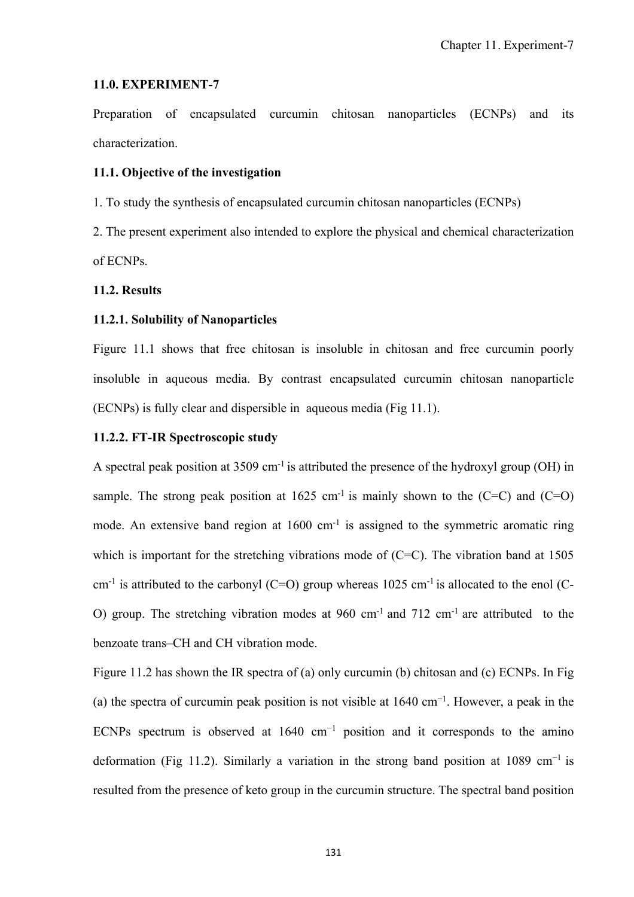## 11.0. EXPERIMENT-7

Preparation of encapsulated curcumin chitosan nanoparticles (ECNPs) and its characterization.

### 11.1. Objective of the investigation

1. To study the synthesis of encapsulated curcumin chitosan nanoparticles (ECNPs)
2. The present experiment also intended to explore the physical and chemical characterization of ECNPs.

### 11.2. Results

#### 11.2.1. Solubility of Nanoparticles

Figure 11.1 shows that free chitosan is insoluble in chitosan and free curcumin poorly insoluble in aqueous media. By contrast encapsulated curcumin chitosan nanoparticle (ECNPs) is fully clear and dispersible in aqueous media (Fig 11.1).

#### 11.2.2. FT-IR Spectroscopic study

A spectral peak position at 3509 $cm^{-1}$ is attributed the presence of the hydroxyl group (OH) in sample. The strong peak position at 1625 $cm^{-1}$ is mainly shown to the (C=C) and (C=O) mode. An extensive band region at 1600 $cm^{-1}$ is assigned to the symmetric aromatic ring which is important for the stretching vibrations mode of (C=C). The vibration band at 1505 $cm^{-1}$ is attributed to the carbonyl (C=O) group whereas 1025 $cm^{-1}$ is allocated to the enol (C-O) group. The stretching vibration modes at 960 $cm^{-1}$ and 712 $cm^{-1}$ are attributed to the benzoate trans–CH and CH vibration mode.

Figure 11.2 has shown the IR spectra of (a) only curcumin (b) chitosan and (c) ECNPs. In Fig (a) the spectra of curcumin peak position is not visible at 1640 $cm^{-1}$. However, a peak in the ECNPs spectrum is observed at 1640 $cm^{-1}$ position and it corresponds to the amino deformation (Fig 11.2). Similarly a variation in the strong band position at 1089 $cm^{-1}$ is resulted from the presence of keto group in the curcumin structure. The spectral band position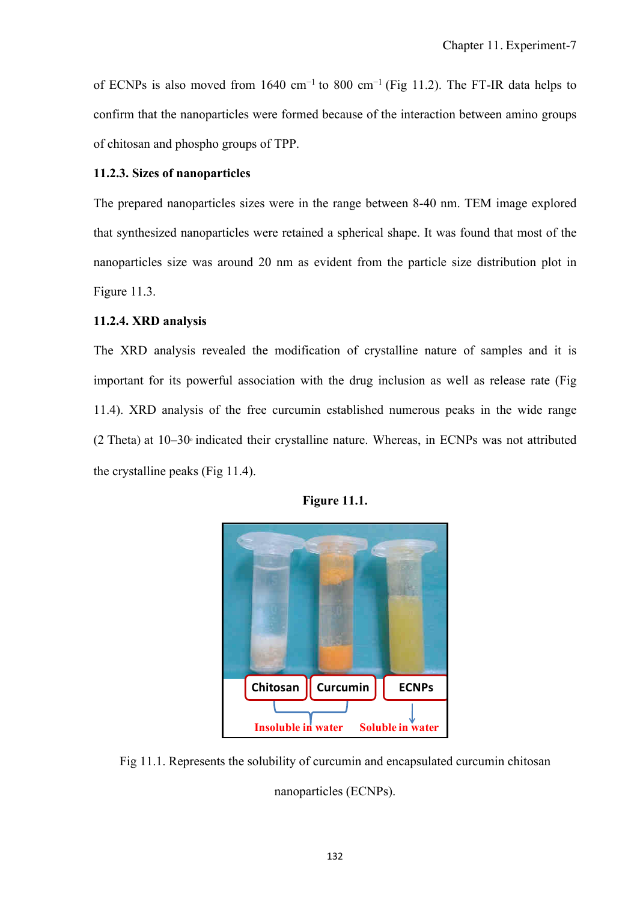of ECNPs is also moved from 1640 $cm^{-1}$ to 800 $cm^{-1}$ (Fig 11.2). The FT-IR data helps to confirm that the nanoparticles were formed because of the interaction between amino groups of chitosan and phospho groups of TPP.

### 11.2.3. Sizes of nanoparticles

The prepared nanoparticles sizes were in the range between 8-40 nm. TEM image explored that synthesized nanoparticles were retained a spherical shape. It was found that most of the nanoparticles size was around 20 nm as evident from the particle size distribution plot in Figure 11.3.

### 11.2.4. XRD analysis

The XRD analysis revealed the modification of crystalline nature of samples and it is important for its powerful association with the drug inclusion as well as release rate (Fig 11.4). XRD analysis of the free curcumin established numerous peaks in the wide range (2 Theta) at 10–30$^{o}$ indicated their crystalline nature. Whereas, in ECNPs was not attributed the crystalline peaks (Fig 11.4).

**Figure 11.1.**

Chitosan | Curcumin | ECNPs

Insoluble in water | Soluble in water

Fig 11.1. Represents the solubility of curcumin and encapsulated curcumin chitosan nanoparticles (ECNPs).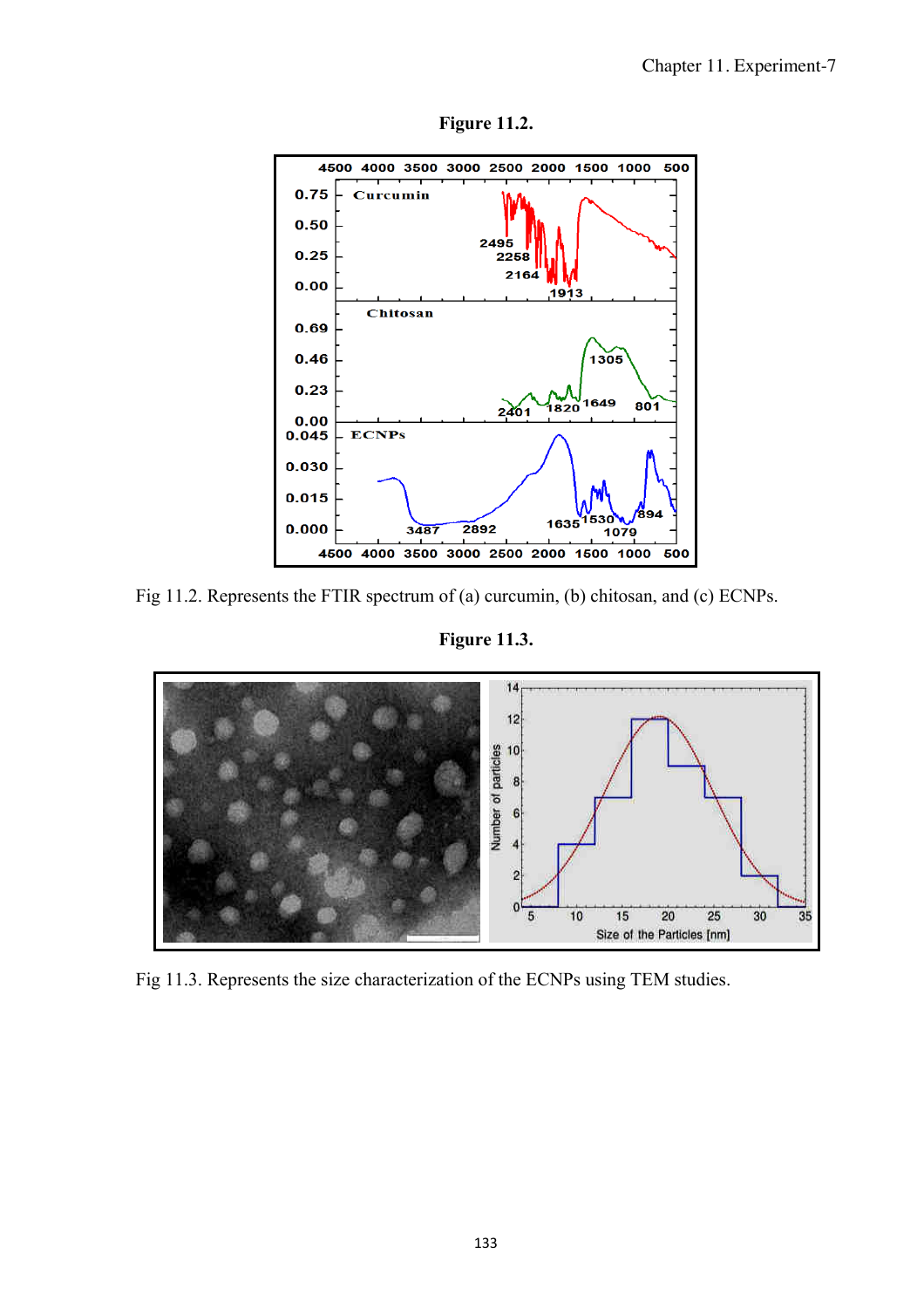**Figure 11.2.**

Fig 11.2. Represents the FTIR spectrum of (a) curcumin, (b) chitosan, and (c) ECNPs.

**Figure 11.3.**

Fig 11.3. Represents the size characterization of the ECNPs using TEM studies.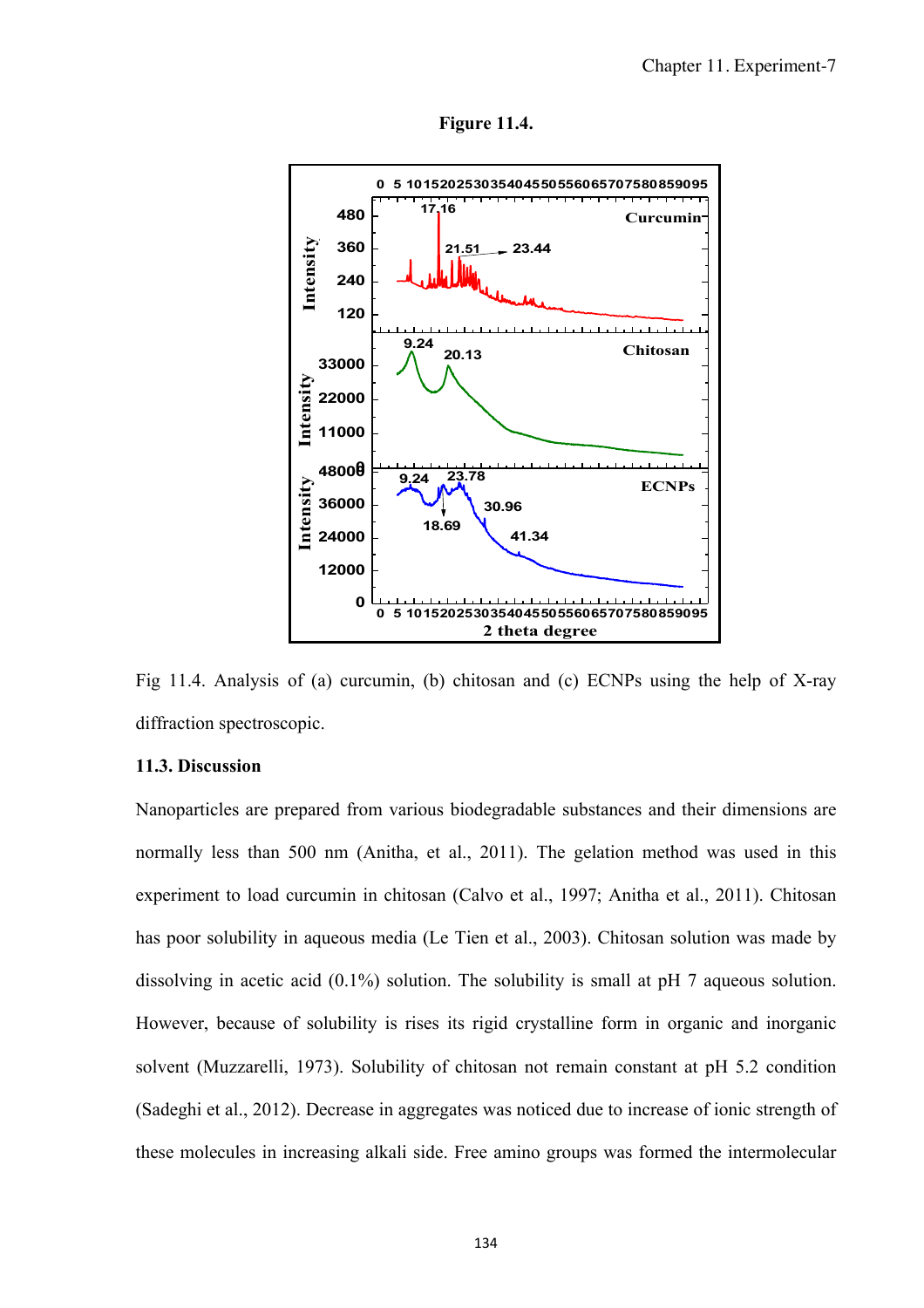**Figure 11.4.**

Fig 11.4. Analysis of (a) curcumin, (b) chitosan and (c) ECNPs using the help of X-ray diffraction spectroscopic.

### 11.3. Discussion

Nanoparticles are prepared from various biodegradable substances and their dimensions are normally less than 500 nm (Anitha, et al., 2011). The gelation method was used in this experiment to load curcumin in chitosan (Calvo et al., 1997; Anitha et al., 2011). Chitosan has poor solubility in aqueous media (Le Tien et al., 2003). Chitosan solution was made by dissolving in acetic acid (0.1%) solution. The solubility is small at pH 7 aqueous solution. However, because of solubility is rises its rigid crystalline form in organic and inorganic solvent (Muzzarelli, 1973). Solubility of chitosan not remain constant at pH 5.2 condition (Sadeghi et al., 2012). Decrease in aggregates was noticed due to increase of ionic strength of these molecules in increasing alkali side. Free amino groups was formed the intermolecular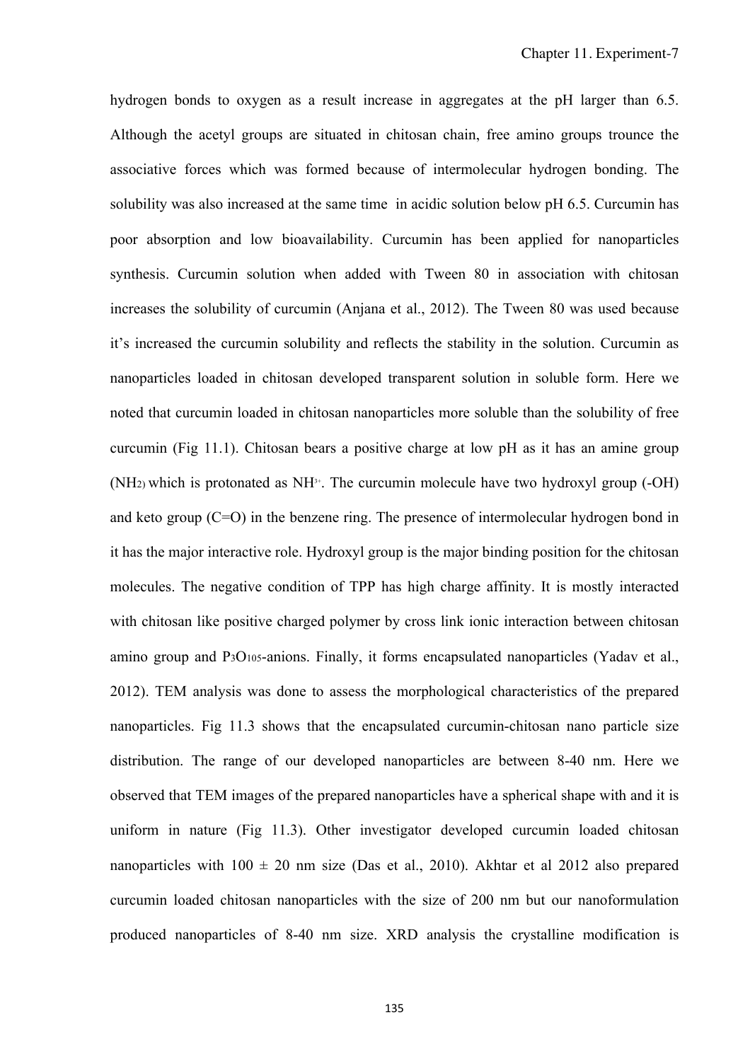hydrogen bonds to oxygen as a result increase in aggregates at the pH larger than 6.5. Although the acetyl groups are situated in chitosan chain, free amino groups trounce the associative forces which was formed because of intermolecular hydrogen bonding. The solubility was also increased at the same time in acidic solution below pH 6.5. Curcumin has poor absorption and low bioavailability. Curcumin has been applied for nanoparticles synthesis. Curcumin solution when added with Tween 80 in association with chitosan increases the solubility of curcumin (Anjana et al., 2012). The Tween 80 was used because it's increased the curcumin solubility and reflects the stability in the solution. Curcumin as nanoparticles loaded in chitosan developed transparent solution in soluble form. Here we noted that curcumin loaded in chitosan nanoparticles more soluble than the solubility of free curcumin (Fig 11.1). Chitosan bears a positive charge at low pH as it has an amine group ($NH_2$) which is protonated as $NH^{3+}$. The curcumin molecule have two hydroxyl group (-OH) and keto group (C=O) in the benzene ring. The presence of intermolecular hydrogen bond in it has the major interactive role. Hydroxyl group is the major binding position for the chitosan molecules. The negative condition of TPP has high charge affinity. It is mostly interacted with chitosan like positive charged polymer by cross link ionic interaction between chitosan amino group and $P_3O_{105}$-anions. Finally, it forms encapsulated nanoparticles (Yadav et al., 2012). TEM analysis was done to assess the morphological characteristics of the prepared nanoparticles. Fig 11.3 shows that the encapsulated curcumin-chitosan nano particle size distribution. The range of our developed nanoparticles are between 8-40 nm. Here we observed that TEM images of the prepared nanoparticles have a spherical shape with and it is uniform in nature (Fig 11.3). Other investigator developed curcumin loaded chitosan nanoparticles with $100 \pm 20$ nm size (Das et al., 2010). Akhtar et al 2012 also prepared curcumin loaded chitosan nanoparticles with the size of 200 nm but our nanoformulation produced nanoparticles of 8-40 nm size. XRD analysis the crystalline modification is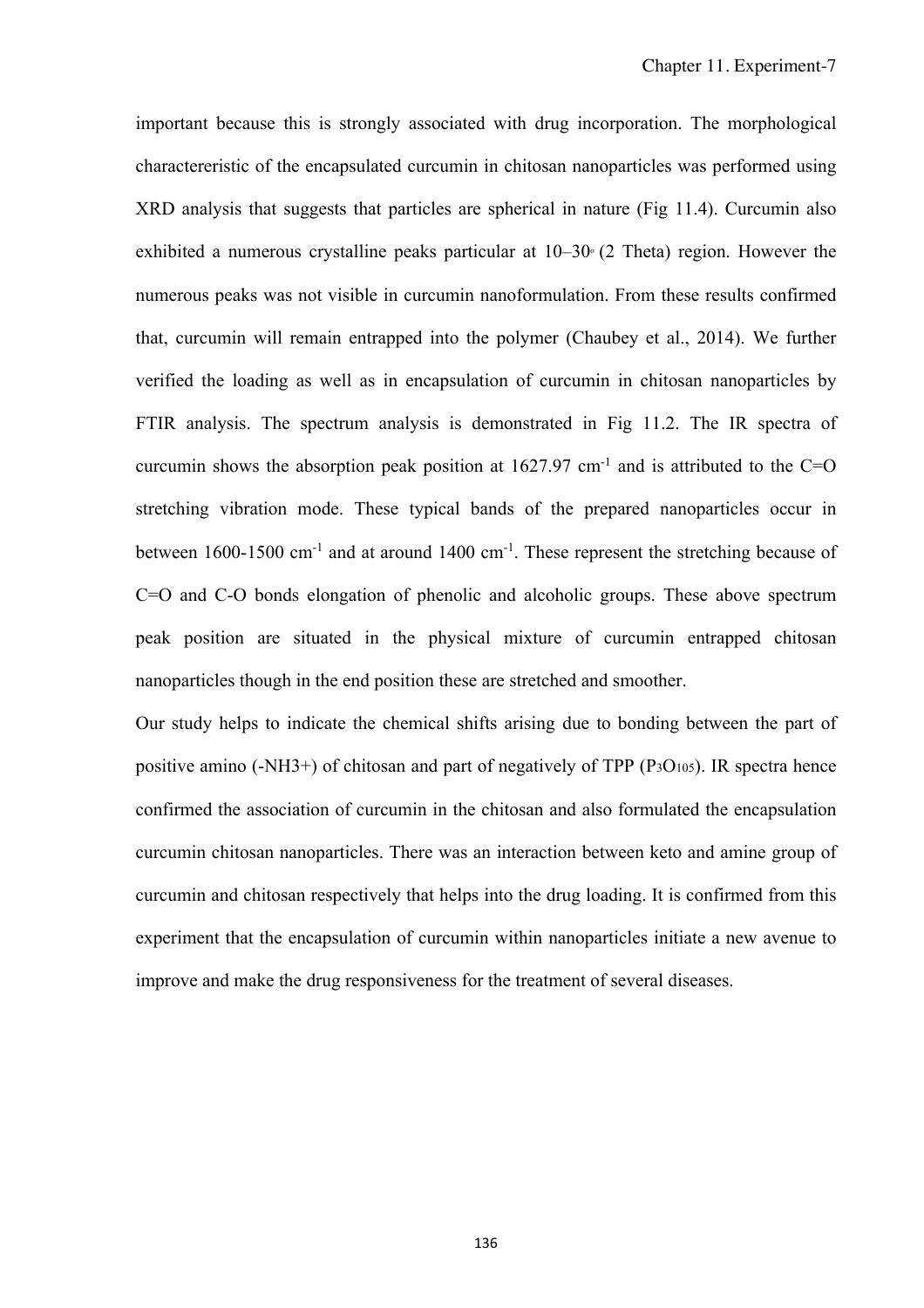important because this is strongly associated with drug incorporation. The morphological charactereristic of the encapsulated curcumin in chitosan nanoparticles was performed using XRD analysis that suggests that particles are spherical in nature (Fig 11.4). Curcumin also exhibited a numerous crystalline peaks particular at 10–30$^{o}$ (2 Theta) region. However the numerous peaks was not visible in curcumin nanoformulation. From these results confirmed that, curcumin will remain entrapped into the polymer (Chaubey et al., 2014). We further verified the loading as well as in encapsulation of curcumin in chitosan nanoparticles by FTIR analysis. The spectrum analysis is demonstrated in Fig 11.2. The IR spectra of curcumin shows the absorption peak position at 1627.97 $cm^{-1}$ and is attributed to the C=O stretching vibration mode. These typical bands of the prepared nanoparticles occur in between 1600-1500 $cm^{-1}$ and at around 1400 $cm^{-1}$. These represent the stretching because of C=O and C-O bonds elongation of phenolic and alcoholic groups. These above spectrum peak position are situated in the physical mixture of curcumin entrapped chitosan nanoparticles though in the end position these are stretched and smoother.

Our study helps to indicate the chemical shifts arising due to bonding between the part of positive amino (-NH3+) of chitosan and part of negatively of TPP ($P_3O_{105}$). IR spectra hence confirmed the association of curcumin in the chitosan and also formulated the encapsulation curcumin chitosan nanoparticles. There was an interaction between keto and amine group of curcumin and chitosan respectively that helps into the drug loading. It is confirmed from this experiment that the encapsulation of curcumin within nanoparticles initiate a new avenue to improve and make the drug responsiveness for the treatment of several diseases.